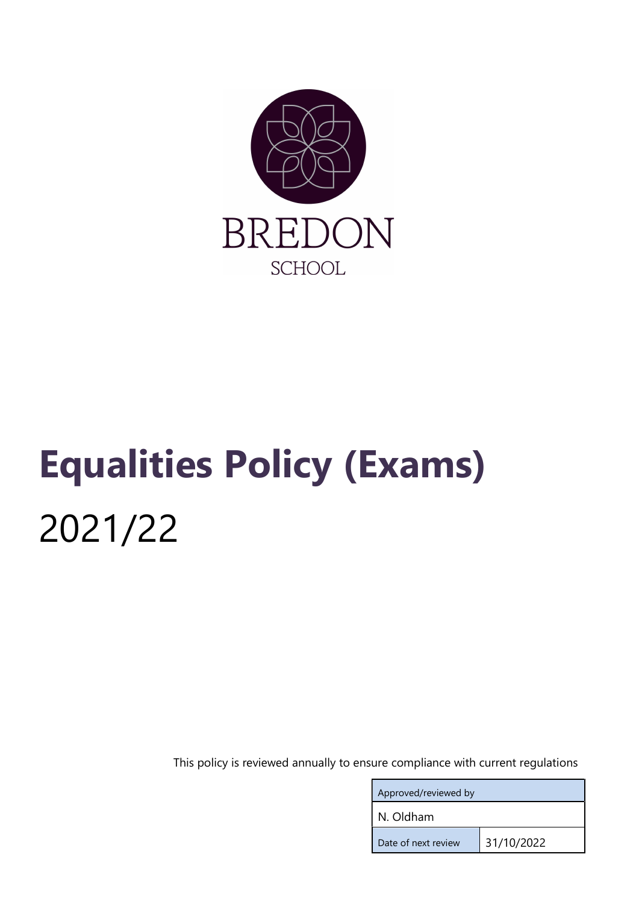BREDON

SCHOOL

# Equalities Policy (Exams)

2021/22

This policy is reviewed annually to ensure compliance with current regulations

| Approved/reviewed by | |
|---|---|
| N. Oldham | |
| Date of next review | 31/10/2022 |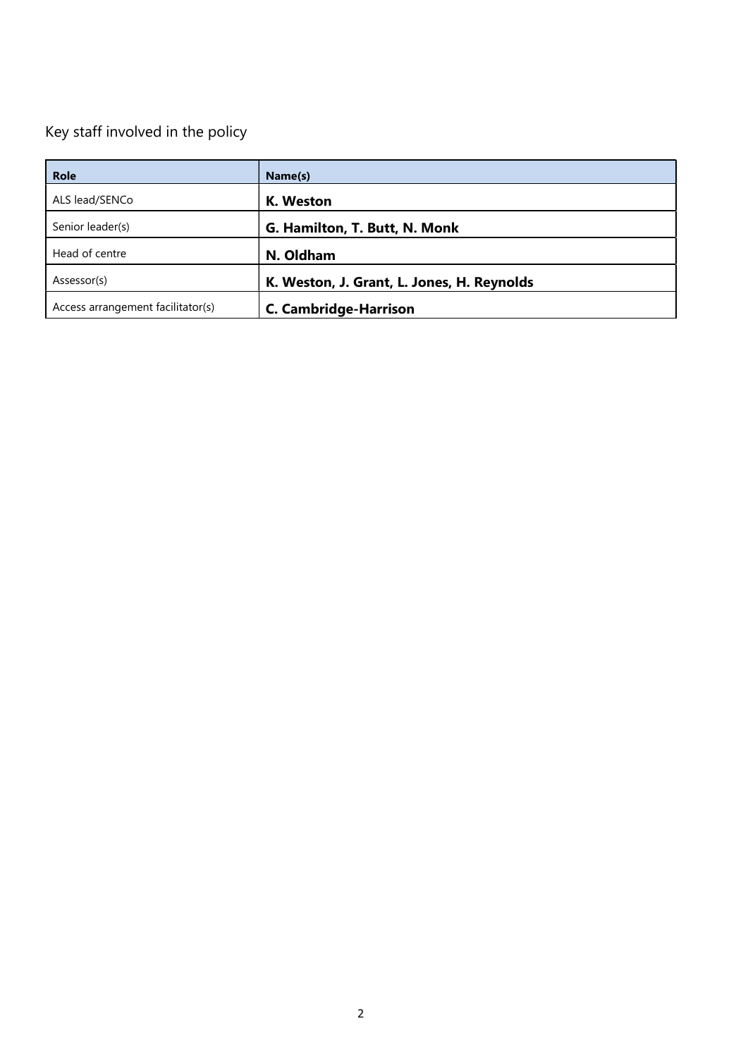Key staff involved in the policy

| Role | Name(s) |
|---|---|
| ALS lead/SENCo | **K. Weston** |
| Senior leader(s) | **G. Hamilton, T. Butt, N. Monk** |
| Head of centre | **N. Oldham** |
| Assessor(s) | **K. Weston, J. Grant, L. Jones, H. Reynolds** |
| Access arrangement facilitator(s) | **C. Cambridge-Harrison** |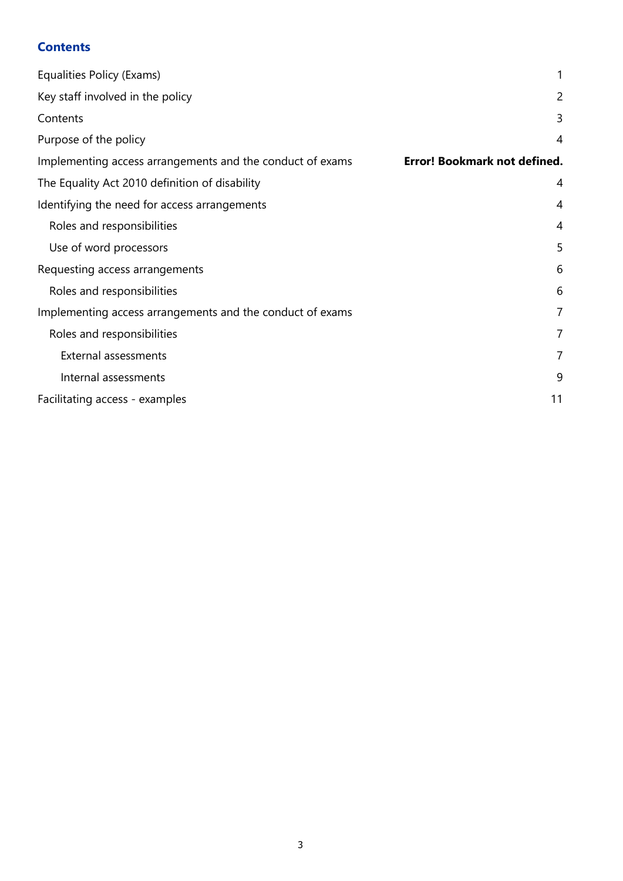## Contents

| | |
|---|---|
| Equalities Policy (Exams) | 1 |
| Key staff involved in the policy | 2 |
| Contents | 3 |
| Purpose of the policy | 4 |
| Implementing access arrangements and the conduct of exams | **Error! Bookmark not defined.** |
| The Equality Act 2010 definition of disability | 4 |
| Identifying the need for access arrangements | 4 |
| Roles and responsibilities | 4 |
| Use of word processors | 5 |
| Requesting access arrangements | 6 |
| Roles and responsibilities | 6 |
| Implementing access arrangements and the conduct of exams | 7 |
| Roles and responsibilities | 7 |
| External assessments | 7 |
| Internal assessments | 9 |
| Facilitating access - examples | 11 |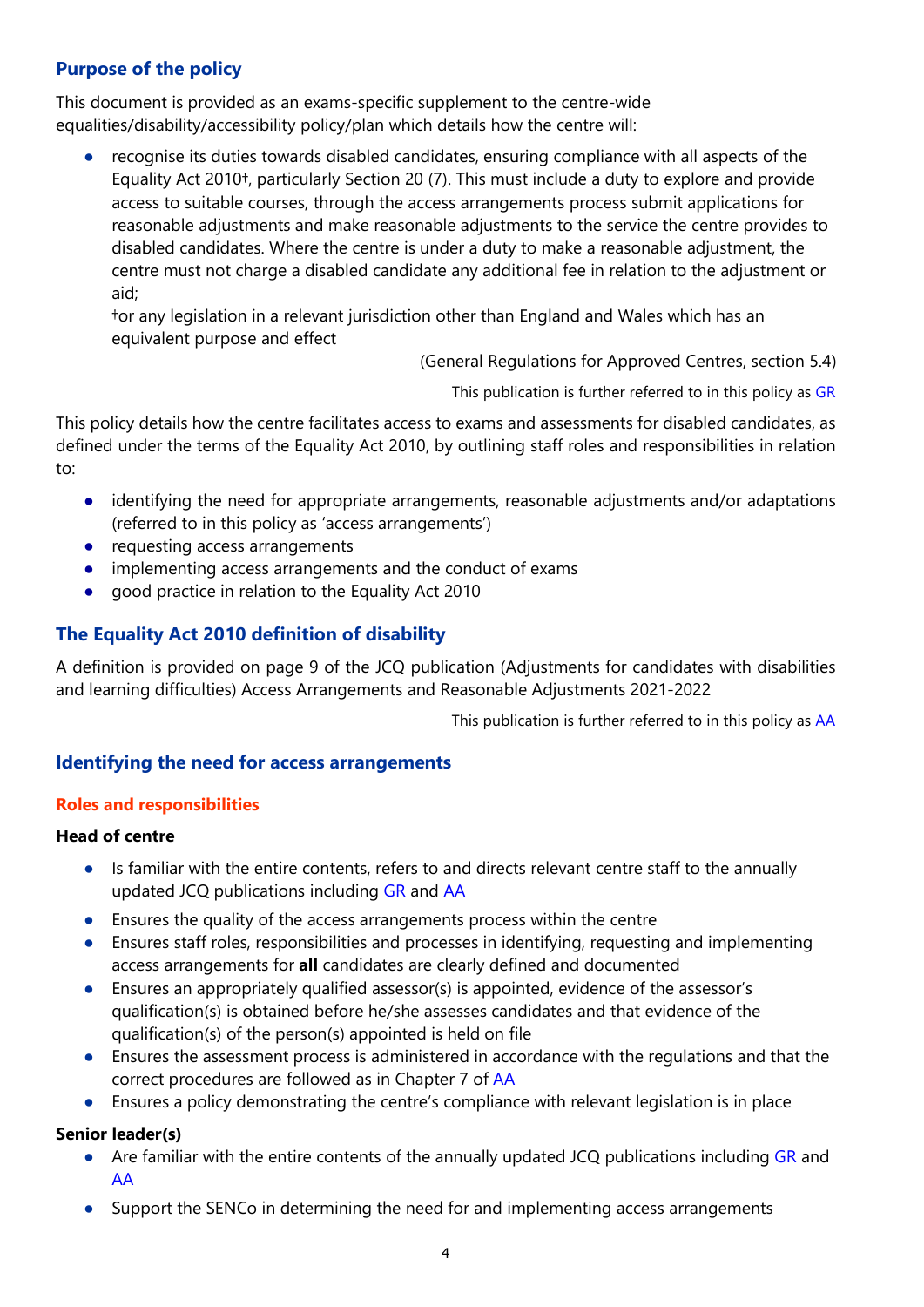## Purpose of the policy

This document is provided as an exams-specific supplement to the centre-wide equalities/disability/accessibility policy/plan which details how the centre will:

- recognise its duties towards disabled candidates, ensuring compliance with all aspects of the Equality Act 2010†, particularly Section 20 (7). This must include a duty to explore and provide access to suitable courses, through the access arrangements process submit applications for reasonable adjustments and make reasonable adjustments to the service the centre provides to disabled candidates. Where the centre is under a duty to make a reasonable adjustment, the centre must not charge a disabled candidate any additional fee in relation to the adjustment or aid;
  †or any legislation in a relevant jurisdiction other than England and Wales which has an equivalent purpose and effect

(General Regulations for Approved Centres, section 5.4)

This publication is further referred to in this policy as GR

This policy details how the centre facilitates access to exams and assessments for disabled candidates, as defined under the terms of the Equality Act 2010, by outlining staff roles and responsibilities in relation to:

- identifying the need for appropriate arrangements, reasonable adjustments and/or adaptations (referred to in this policy as 'access arrangements')
- requesting access arrangements
- implementing access arrangements and the conduct of exams
- good practice in relation to the Equality Act 2010

## The Equality Act 2010 definition of disability

A definition is provided on page 9 of the JCQ publication (Adjustments for candidates with disabilities and learning difficulties) Access Arrangements and Reasonable Adjustments 2021-2022

This publication is further referred to in this policy as AA

## Identifying the need for access arrangements

### Roles and responsibilities

**Head of centre**

- Is familiar with the entire contents, refers to and directs relevant centre staff to the annually updated JCQ publications including GR and AA
- Ensures the quality of the access arrangements process within the centre
- Ensures staff roles, responsibilities and processes in identifying, requesting and implementing access arrangements for **all** candidates are clearly defined and documented
- Ensures an appropriately qualified assessor(s) is appointed, evidence of the assessor's qualification(s) is obtained before he/she assesses candidates and that evidence of the qualification(s) of the person(s) appointed is held on file
- Ensures the assessment process is administered in accordance with the regulations and that the correct procedures are followed as in Chapter 7 of AA
- Ensures a policy demonstrating the centre's compliance with relevant legislation is in place

**Senior leader(s)**

- Are familiar with the entire contents of the annually updated JCQ publications including GR and AA
- Support the SENCo in determining the need for and implementing access arrangements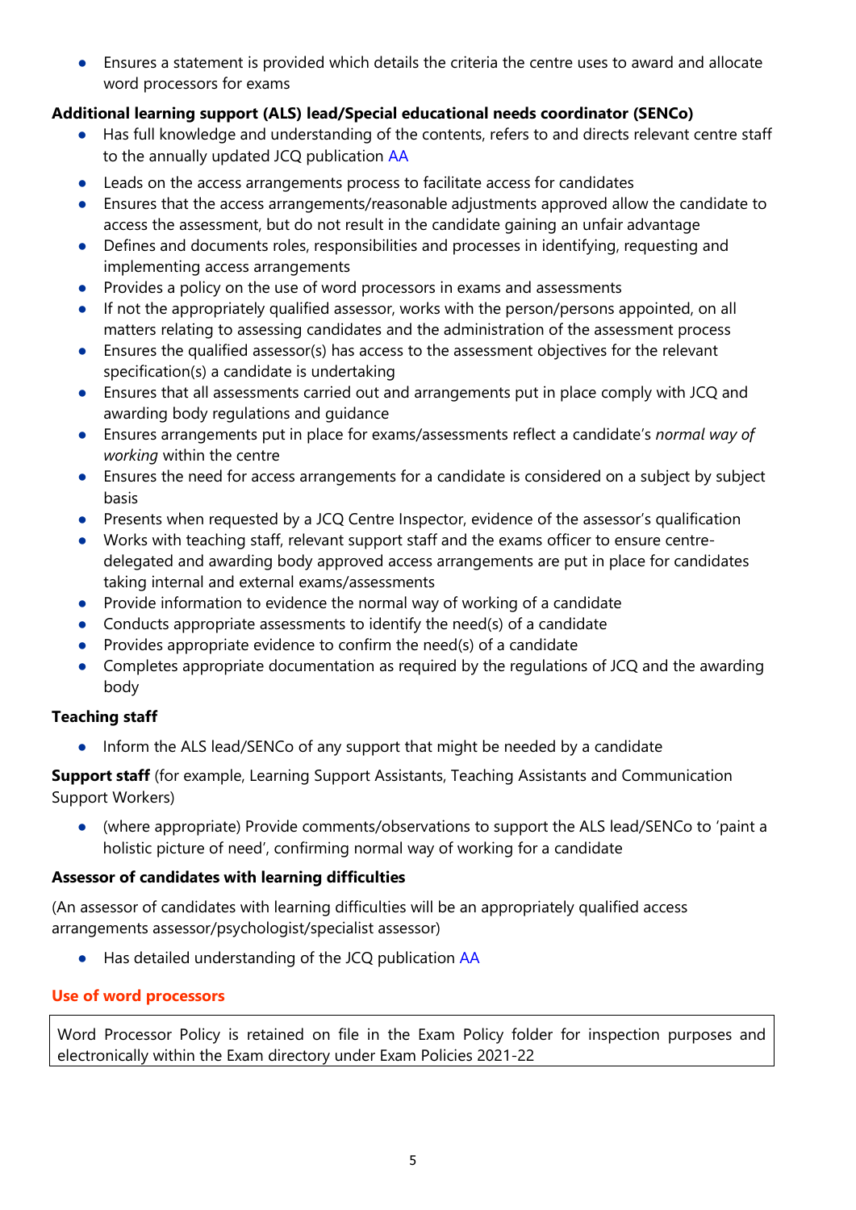- Ensures a statement is provided which details the criteria the centre uses to award and allocate word processors for exams

**Additional learning support (ALS) lead/Special educational needs coordinator (SENCo)**

- Has full knowledge and understanding of the contents, refers to and directs relevant centre staff to the annually updated JCQ publication AA
- Leads on the access arrangements process to facilitate access for candidates
- Ensures that the access arrangements/reasonable adjustments approved allow the candidate to access the assessment, but do not result in the candidate gaining an unfair advantage
- Defines and documents roles, responsibilities and processes in identifying, requesting and implementing access arrangements
- Provides a policy on the use of word processors in exams and assessments
- If not the appropriately qualified assessor, works with the person/persons appointed, on all matters relating to assessing candidates and the administration of the assessment process
- Ensures the qualified assessor(s) has access to the assessment objectives for the relevant specification(s) a candidate is undertaking
- Ensures that all assessments carried out and arrangements put in place comply with JCQ and awarding body regulations and guidance
- Ensures arrangements put in place for exams/assessments reflect a candidate's *normal way of working* within the centre
- Ensures the need for access arrangements for a candidate is considered on a subject by subject basis
- Presents when requested by a JCQ Centre Inspector, evidence of the assessor's qualification
- Works with teaching staff, relevant support staff and the exams officer to ensure centre-delegated and awarding body approved access arrangements are put in place for candidates taking internal and external exams/assessments
- Provide information to evidence the normal way of working of a candidate
- Conducts appropriate assessments to identify the need(s) of a candidate
- Provides appropriate evidence to confirm the need(s) of a candidate
- Completes appropriate documentation as required by the regulations of JCQ and the awarding body

**Teaching staff**

- Inform the ALS lead/SENCo of any support that might be needed by a candidate

**Support staff** (for example, Learning Support Assistants, Teaching Assistants and Communication Support Workers)

- (where appropriate) Provide comments/observations to support the ALS lead/SENCo to 'paint a holistic picture of need', confirming normal way of working for a candidate

**Assessor of candidates with learning difficulties**

(An assessor of candidates with learning difficulties will be an appropriately qualified access arrangements assessor/psychologist/specialist assessor)

- Has detailed understanding of the JCQ publication AA

## Use of word processors

| Word Processor Policy is retained on file in the Exam Policy folder for inspection purposes and electronically within the Exam directory under Exam Policies 2021-22 |
|---|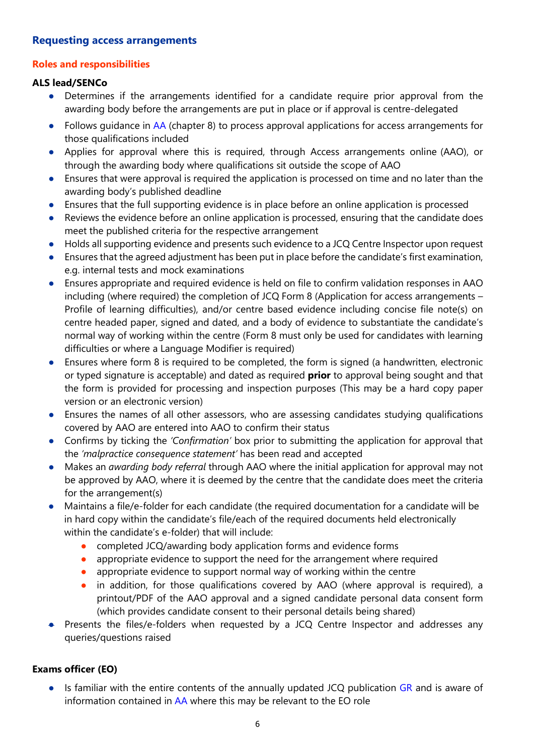## Requesting access arrangements

### Roles and responsibilities

**ALS lead/SENCo**

- Determines if the arrangements identified for a candidate require prior approval from the awarding body before the arrangements are put in place or if approval is centre-delegated
- Follows guidance in AA (chapter 8) to process approval applications for access arrangements for those qualifications included
- Applies for approval where this is required, through Access arrangements online (AAO), or through the awarding body where qualifications sit outside the scope of AAO
- Ensures that were approval is required the application is processed on time and no later than the awarding body's published deadline
- Ensures that the full supporting evidence is in place before an online application is processed
- Reviews the evidence before an online application is processed, ensuring that the candidate does meet the published criteria for the respective arrangement
- Holds all supporting evidence and presents such evidence to a JCQ Centre Inspector upon request
- Ensures that the agreed adjustment has been put in place before the candidate's first examination, e.g. internal tests and mock examinations
- Ensures appropriate and required evidence is held on file to confirm validation responses in AAO including (where required) the completion of JCQ Form 8 (Application for access arrangements – Profile of learning difficulties), and/or centre based evidence including concise file note(s) on centre headed paper, signed and dated, and a body of evidence to substantiate the candidate's normal way of working within the centre (Form 8 must only be used for candidates with learning difficulties or where a Language Modifier is required)
- Ensures where form 8 is required to be completed, the form is signed (a handwritten, electronic or typed signature is acceptable) and dated as required **prior** to approval being sought and that the form is provided for processing and inspection purposes (This may be a hard copy paper version or an electronic version)
- Ensures the names of all other assessors, who are assessing candidates studying qualifications covered by AAO are entered into AAO to confirm their status
- Confirms by ticking the *'Confirmation'* box prior to submitting the application for approval that the *'malpractice consequence statement'* has been read and accepted
- Makes an *awarding body referral* through AAO where the initial application for approval may not be approved by AAO, where it is deemed by the centre that the candidate does meet the criteria for the arrangement(s)
- Maintains a file/e-folder for each candidate (the required documentation for a candidate will be in hard copy within the candidate's file/each of the required documents held electronically within the candidate's e-folder) that will include:
  - completed JCQ/awarding body application forms and evidence forms
  - appropriate evidence to support the need for the arrangement where required
  - appropriate evidence to support normal way of working within the centre
  - in addition, for those qualifications covered by AAO (where approval is required), a printout/PDF of the AAO approval and a signed candidate personal data consent form (which provides candidate consent to their personal details being shared)
- Presents the files/e-folders when requested by a JCQ Centre Inspector and addresses any queries/questions raised

**Exams officer (EO)**

- Is familiar with the entire contents of the annually updated JCQ publication GR and is aware of information contained in AA where this may be relevant to the EO role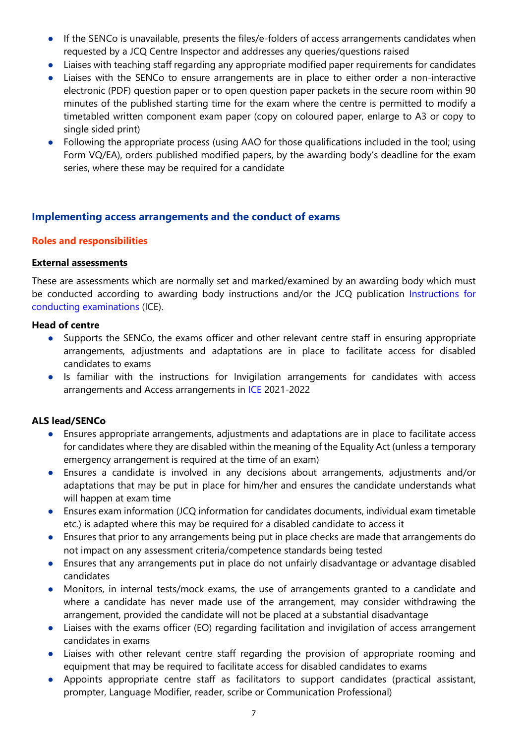- If the SENCo is unavailable, presents the files/e-folders of access arrangements candidates when requested by a JCQ Centre Inspector and addresses any queries/questions raised
- Liaises with teaching staff regarding any appropriate modified paper requirements for candidates
- Liaises with the SENCo to ensure arrangements are in place to either order a non-interactive electronic (PDF) question paper or to open question paper packets in the secure room within 90 minutes of the published starting time for the exam where the centre is permitted to modify a timetabled written component exam paper (copy on coloured paper, enlarge to A3 or copy to single sided print)
- Following the appropriate process (using AAO for those qualifications included in the tool; using Form VQ/EA), orders published modified papers, by the awarding body's deadline for the exam series, where these may be required for a candidate

## Implementing access arrangements and the conduct of exams

### Roles and responsibilities

**External assessments**

These are assessments which are normally set and marked/examined by an awarding body which must be conducted according to awarding body instructions and/or the JCQ publication Instructions for conducting examinations (ICE).

**Head of centre**

- Supports the SENCo, the exams officer and other relevant centre staff in ensuring appropriate arrangements, adjustments and adaptations are in place to facilitate access for disabled candidates to exams
- Is familiar with the instructions for Invigilation arrangements for candidates with access arrangements and Access arrangements in ICE 2021-2022

**ALS lead/SENCo**

- Ensures appropriate arrangements, adjustments and adaptations are in place to facilitate access for candidates where they are disabled within the meaning of the Equality Act (unless a temporary emergency arrangement is required at the time of an exam)
- Ensures a candidate is involved in any decisions about arrangements, adjustments and/or adaptations that may be put in place for him/her and ensures the candidate understands what will happen at exam time
- Ensures exam information (JCQ information for candidates documents, individual exam timetable etc.) is adapted where this may be required for a disabled candidate to access it
- Ensures that prior to any arrangements being put in place checks are made that arrangements do not impact on any assessment criteria/competence standards being tested
- Ensures that any arrangements put in place do not unfairly disadvantage or advantage disabled candidates
- Monitors, in internal tests/mock exams, the use of arrangements granted to a candidate and where a candidate has never made use of the arrangement, may consider withdrawing the arrangement, provided the candidate will not be placed at a substantial disadvantage
- Liaises with the exams officer (EO) regarding facilitation and invigilation of access arrangement candidates in exams
- Liaises with other relevant centre staff regarding the provision of appropriate rooming and equipment that may be required to facilitate access for disabled candidates to exams
- Appoints appropriate centre staff as facilitators to support candidates (practical assistant, prompter, Language Modifier, reader, scribe or Communication Professional)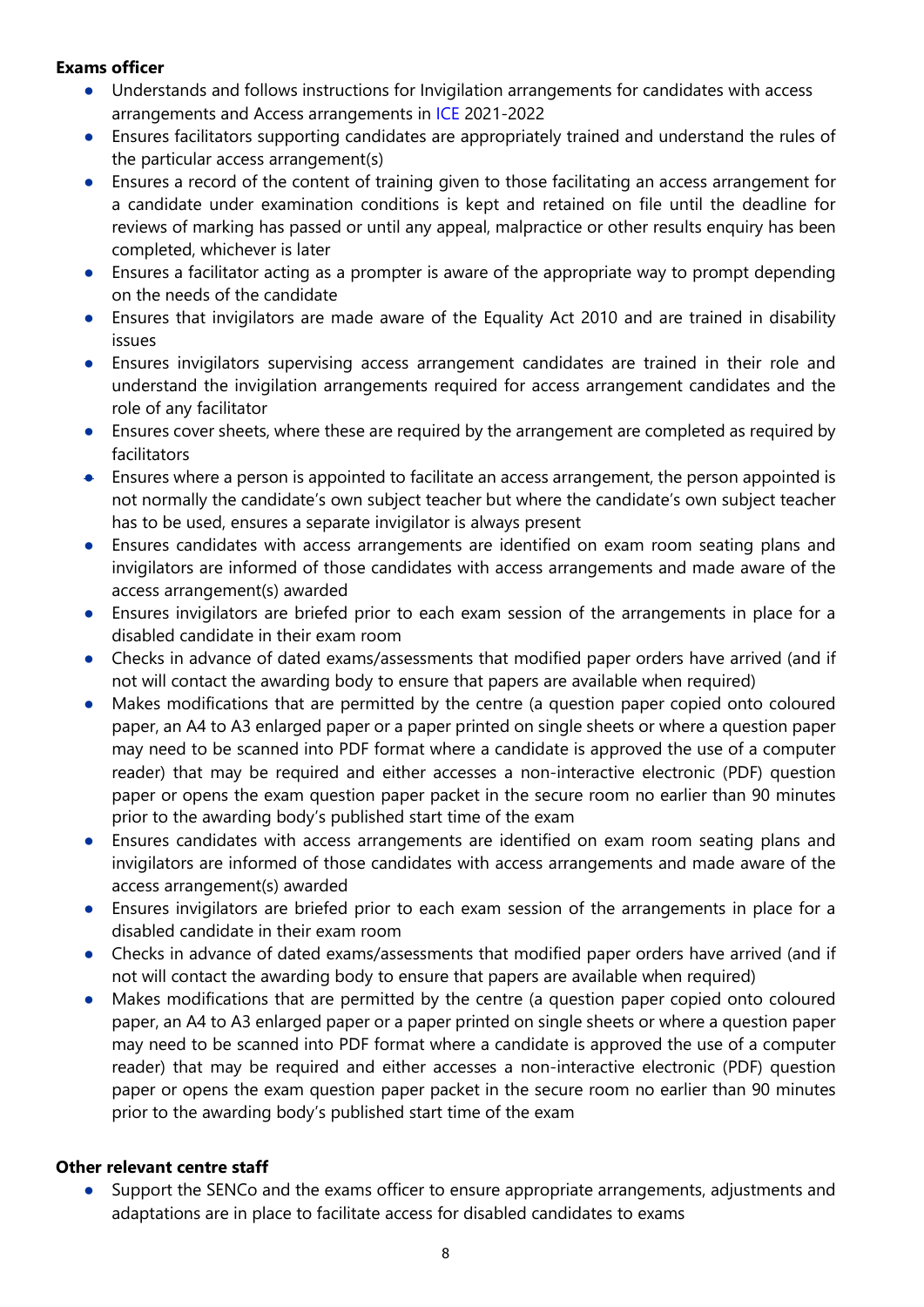**Exams officer**

- Understands and follows instructions for Invigilation arrangements for candidates with access arrangements and Access arrangements in ICE 2021-2022
- Ensures facilitators supporting candidates are appropriately trained and understand the rules of the particular access arrangement(s)
- Ensures a record of the content of training given to those facilitating an access arrangement for a candidate under examination conditions is kept and retained on file until the deadline for reviews of marking has passed or until any appeal, malpractice or other results enquiry has been completed, whichever is later
- Ensures a facilitator acting as a prompter is aware of the appropriate way to prompt depending on the needs of the candidate
- Ensures that invigilators are made aware of the Equality Act 2010 and are trained in disability issues
- Ensures invigilators supervising access arrangement candidates are trained in their role and understand the invigilation arrangements required for access arrangement candidates and the role of any facilitator
- Ensures cover sheets, where these are required by the arrangement are completed as required by facilitators
- Ensures where a person is appointed to facilitate an access arrangement, the person appointed is not normally the candidate's own subject teacher but where the candidate's own subject teacher has to be used, ensures a separate invigilator is always present
- Ensures candidates with access arrangements are identified on exam room seating plans and invigilators are informed of those candidates with access arrangements and made aware of the access arrangement(s) awarded
- Ensures invigilators are briefed prior to each exam session of the arrangements in place for a disabled candidate in their exam room
- Checks in advance of dated exams/assessments that modified paper orders have arrived (and if not will contact the awarding body to ensure that papers are available when required)
- Makes modifications that are permitted by the centre (a question paper copied onto coloured paper, an A4 to A3 enlarged paper or a paper printed on single sheets or where a question paper may need to be scanned into PDF format where a candidate is approved the use of a computer reader) that may be required and either accesses a non-interactive electronic (PDF) question paper or opens the exam question paper packet in the secure room no earlier than 90 minutes prior to the awarding body's published start time of the exam
- Ensures candidates with access arrangements are identified on exam room seating plans and invigilators are informed of those candidates with access arrangements and made aware of the access arrangement(s) awarded
- Ensures invigilators are briefed prior to each exam session of the arrangements in place for a disabled candidate in their exam room
- Checks in advance of dated exams/assessments that modified paper orders have arrived (and if not will contact the awarding body to ensure that papers are available when required)
- Makes modifications that are permitted by the centre (a question paper copied onto coloured paper, an A4 to A3 enlarged paper or a paper printed on single sheets or where a question paper may need to be scanned into PDF format where a candidate is approved the use of a computer reader) that may be required and either accesses a non-interactive electronic (PDF) question paper or opens the exam question paper packet in the secure room no earlier than 90 minutes prior to the awarding body's published start time of the exam

**Other relevant centre staff**

- Support the SENCo and the exams officer to ensure appropriate arrangements, adjustments and adaptations are in place to facilitate access for disabled candidates to exams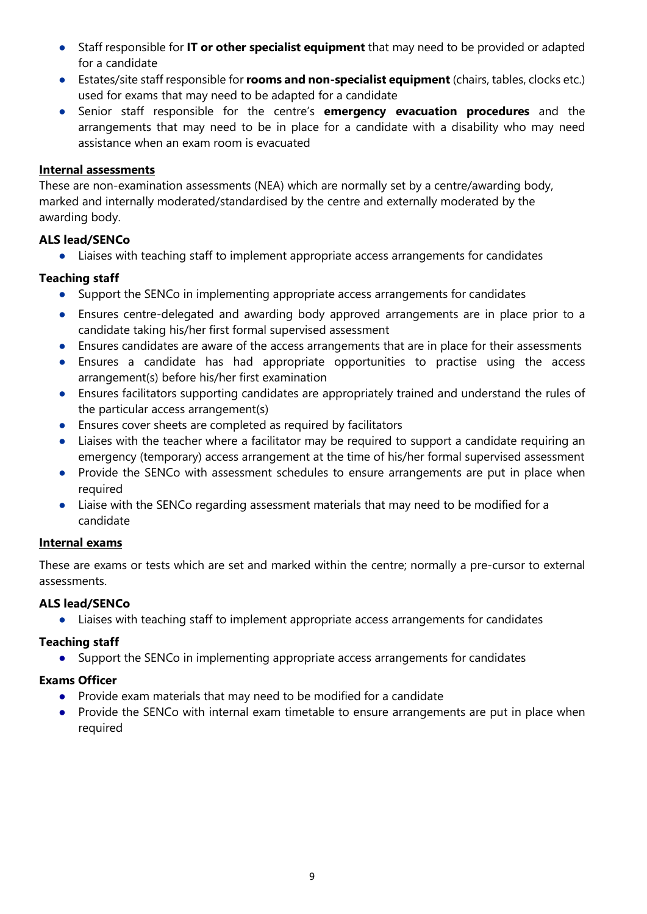- Staff responsible for **IT or other specialist equipment** that may need to be provided or adapted for a candidate
- Estates/site staff responsible for **rooms and non-specialist equipment** (chairs, tables, clocks etc.) used for exams that may need to be adapted for a candidate
- Senior staff responsible for the centre's **emergency evacuation procedures** and the arrangements that may need to be in place for a candidate with a disability who may need assistance when an exam room is evacuated

**Internal assessments**

These are non-examination assessments (NEA) which are normally set by a centre/awarding body, marked and internally moderated/standardised by the centre and externally moderated by the awarding body.

**ALS lead/SENCo**

- Liaises with teaching staff to implement appropriate access arrangements for candidates

**Teaching staff**

- Support the SENCo in implementing appropriate access arrangements for candidates
- Ensures centre-delegated and awarding body approved arrangements are in place prior to a candidate taking his/her first formal supervised assessment
- Ensures candidates are aware of the access arrangements that are in place for their assessments
- Ensures a candidate has had appropriate opportunities to practise using the access arrangement(s) before his/her first examination
- Ensures facilitators supporting candidates are appropriately trained and understand the rules of the particular access arrangement(s)
- Ensures cover sheets are completed as required by facilitators
- Liaises with the teacher where a facilitator may be required to support a candidate requiring an emergency (temporary) access arrangement at the time of his/her formal supervised assessment
- Provide the SENCo with assessment schedules to ensure arrangements are put in place when required
- Liaise with the SENCo regarding assessment materials that may need to be modified for a candidate

**Internal exams**

These are exams or tests which are set and marked within the centre; normally a pre-cursor to external assessments.

**ALS lead/SENCo**

- Liaises with teaching staff to implement appropriate access arrangements for candidates

**Teaching staff**

- Support the SENCo in implementing appropriate access arrangements for candidates

**Exams Officer**

- Provide exam materials that may need to be modified for a candidate
- Provide the SENCo with internal exam timetable to ensure arrangements are put in place when required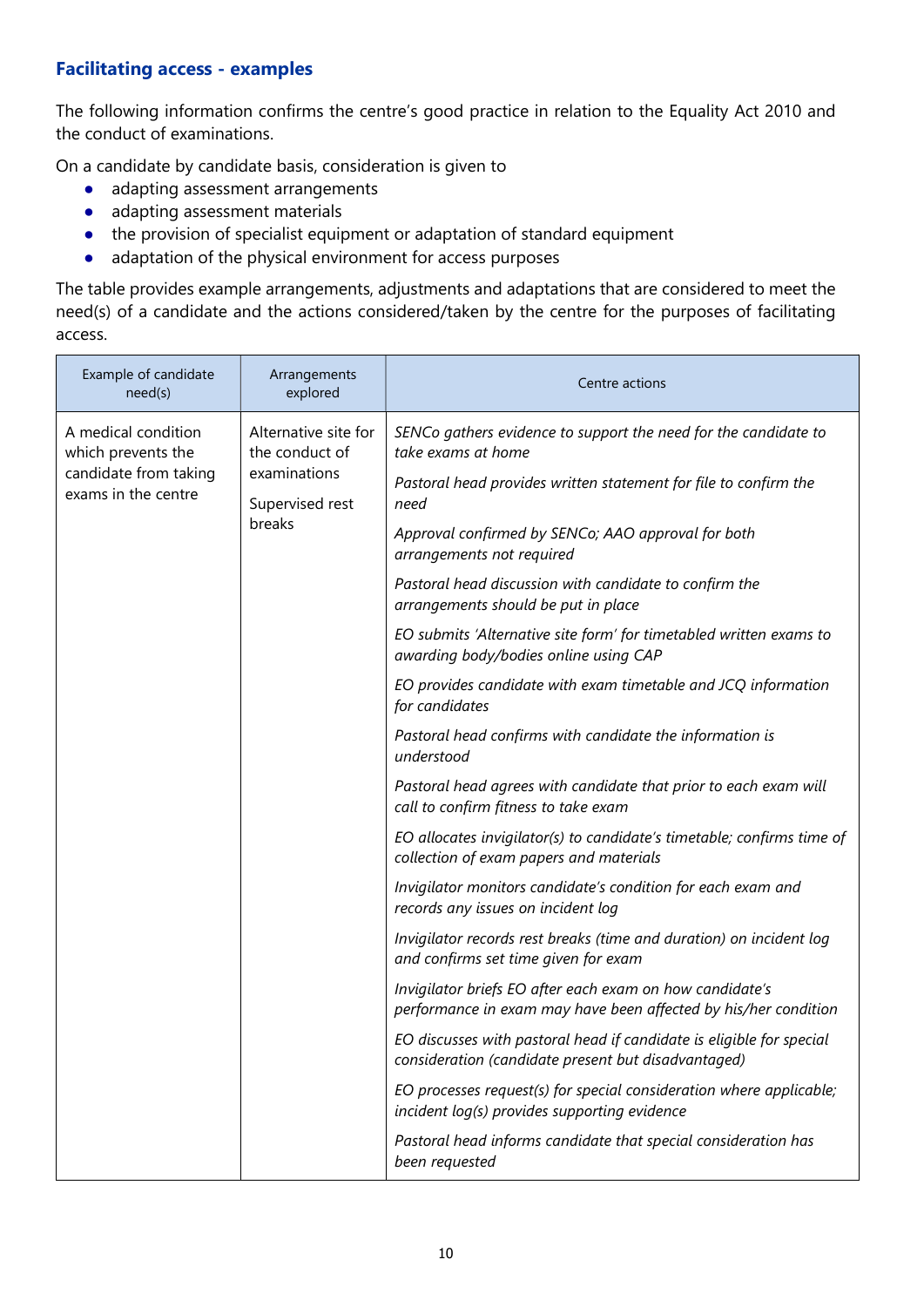## Facilitating access - examples

The following information confirms the centre's good practice in relation to the Equality Act 2010 and the conduct of examinations.

On a candidate by candidate basis, consideration is given to

- adapting assessment arrangements
- adapting assessment materials
- the provision of specialist equipment or adaptation of standard equipment
- adaptation of the physical environment for access purposes

The table provides example arrangements, adjustments and adaptations that are considered to meet the need(s) of a candidate and the actions considered/taken by the centre for the purposes of facilitating access.

| Example of candidate need(s) | Arrangements explored | Centre actions |
|---|---|---|
| A medical condition which prevents the candidate from taking exams in the centre | Alternative site for the conduct of examinations<br><br>Supervised rest breaks | *SENCo gathers evidence to support the need for the candidate to take exams at home*<br><br>*Pastoral head provides written statement for file to confirm the need*<br><br>*Approval confirmed by SENCo; AAO approval for both arrangements not required*<br><br>*Pastoral head discussion with candidate to confirm the arrangements should be put in place*<br><br>*EO submits 'Alternative site form' for timetabled written exams to awarding body/bodies online using CAP*<br><br>*EO provides candidate with exam timetable and JCQ information for candidates*<br><br>*Pastoral head confirms with candidate the information is understood*<br><br>*Pastoral head agrees with candidate that prior to each exam will call to confirm fitness to take exam*<br><br>*EO allocates invigilator(s) to candidate's timetable; confirms time of collection of exam papers and materials*<br><br>*Invigilator monitors candidate's condition for each exam and records any issues on incident log*<br><br>*Invigilator records rest breaks (time and duration) on incident log and confirms set time given for exam*<br><br>*Invigilator briefs EO after each exam on how candidate's performance in exam may have been affected by his/her condition*<br><br>*EO discusses with pastoral head if candidate is eligible for special consideration (candidate present but disadvantaged)*<br><br>*EO processes request(s) for special consideration where applicable; incident log(s) provides supporting evidence*<br><br>*Pastoral head informs candidate that special consideration has been requested* |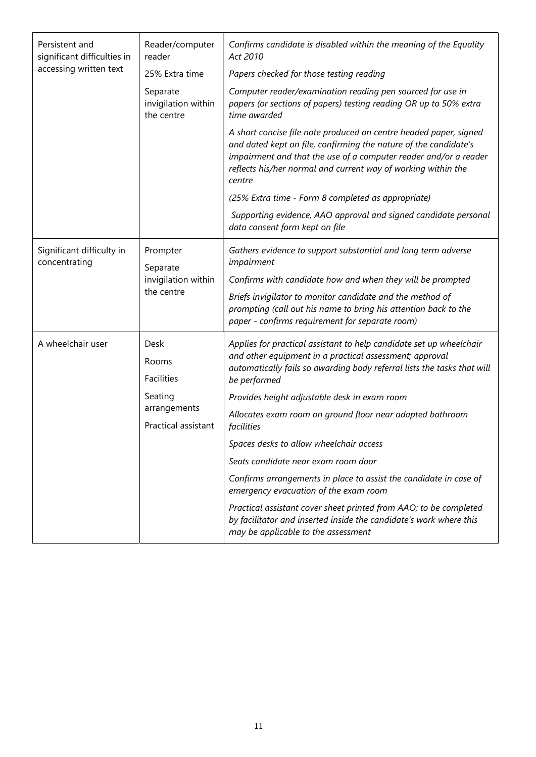| | | |
|---|---|---|
| Persistent and significant difficulties in accessing written text | Reader/computer reader<br>25% Extra time<br>Separate invigilation within the centre | *Confirms candidate is disabled within the meaning of the Equality Act 2010*<br>*Papers checked for those testing reading*<br>*Computer reader/examination reading pen sourced for use in papers (or sections of papers) testing reading OR up to 50% extra time awarded*<br>*A short concise file note produced on centre headed paper, signed and dated kept on file, confirming the nature of the candidate's impairment and that the use of a computer reader and/or a reader reflects his/her normal and current way of working within the centre*<br>*(25% Extra time - Form 8 completed as appropriate)*<br>*Supporting evidence, AAO approval and signed candidate personal data consent form kept on file* |
| Significant difficulty in concentrating | Prompter<br>Separate invigilation within the centre | *Gathers evidence to support substantial and long term adverse impairment*<br>*Confirms with candidate how and when they will be prompted*<br>*Briefs invigilator to monitor candidate and the method of prompting (call out his name to bring his attention back to the paper - confirms requirement for separate room)* |
| A wheelchair user | Desk<br>Rooms<br>Facilities<br>Seating arrangements<br>Practical assistant | *Applies for practical assistant to help candidate set up wheelchair and other equipment in a practical assessment; approval automatically fails so awarding body referral lists the tasks that will be performed*<br>*Provides height adjustable desk in exam room*<br>*Allocates exam room on ground floor near adapted bathroom facilities*<br>*Spaces desks to allow wheelchair access*<br>*Seats candidate near exam room door*<br>*Confirms arrangements in place to assist the candidate in case of emergency evacuation of the exam room*<br>*Practical assistant cover sheet printed from AAO; to be completed by facilitator and inserted inside the candidate's work where this may be applicable to the assessment* |